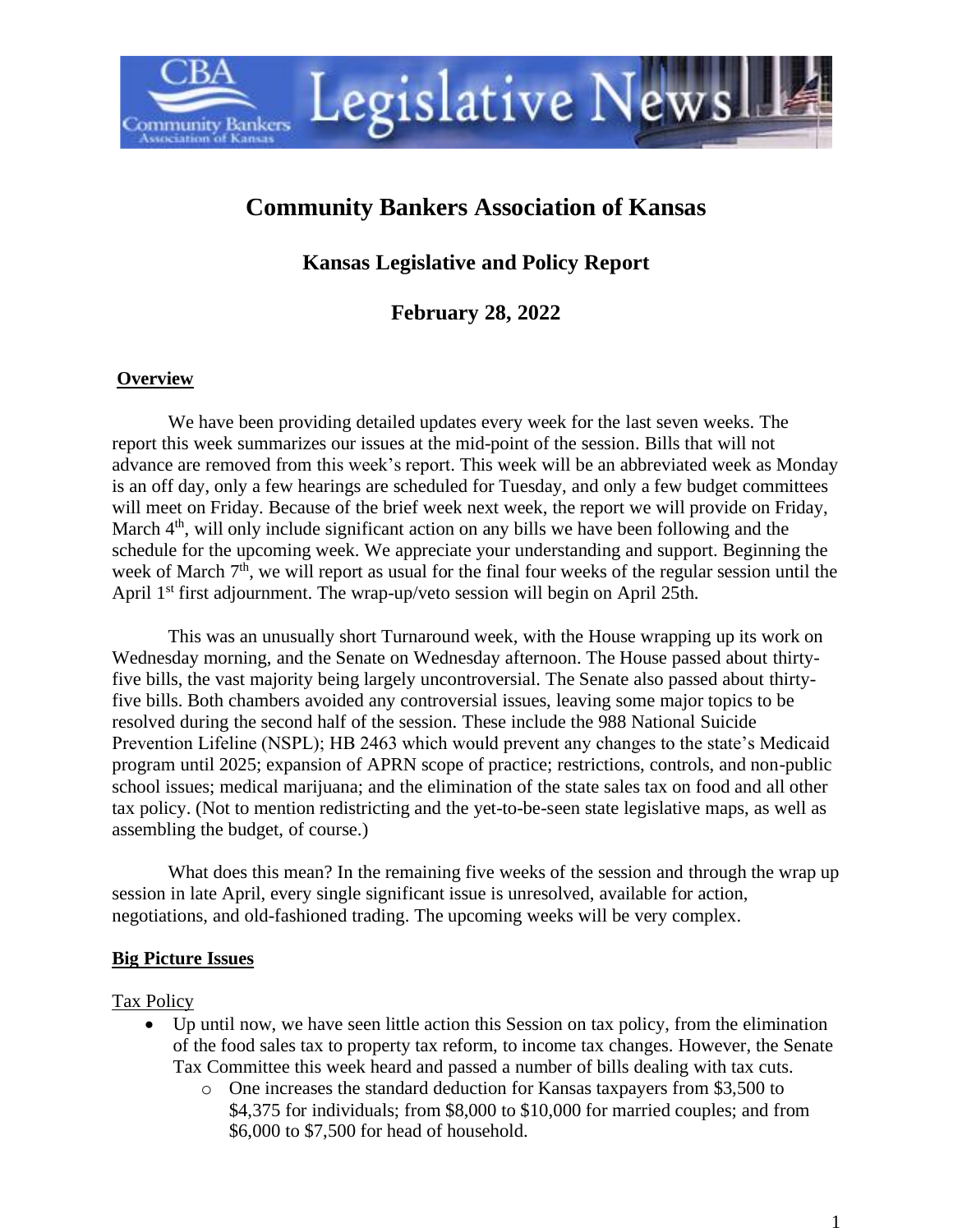# Community Bankers Association of Kansas

## Kansas Legislative and Policy Report

## February 28, 2022

### Overview

We have been providing detailed updates every week for the last seven weeks. The report this week summarizes our issues at the mid-point of the session. Bills that will not advance are removed from this week's report. This week will be an abbreviated week as Monday is an off day, only a few hearings are scheduled for Tuesday, and only a few budget committees will meet on Friday. Because of the brief week next week, the report we will provide on Friday, March 4th, will only include significant action on any bills we have been following and the schedule for the upcoming week. We appreciate your understanding and support. Beginning the week of March 7th, we will report as usual for the final four weeks of the regular session until the April 1st first adjournment. The wrap-up/veto session will begin on April 25th.

This was an unusually short Turnaround week, with the House wrapping up its work on Wednesday morning, and the Senate on Wednesday afternoon. The House passed about thirty-five bills, the vast majority being largely uncontroversial. The Senate also passed about thirty-five bills. Both chambers avoided any controversial issues, leaving some major topics to be resolved during the second half of the session. These include the 988 National Suicide Prevention Lifeline (NSPL); HB 2463 which would prevent any changes to the state's Medicaid program until 2025; expansion of APRN scope of practice; restrictions, controls, and non-public school issues; medical marijuana; and the elimination of the state sales tax on food and all other tax policy. (Not to mention redistricting and the yet-to-be-seen state legislative maps, as well as assembling the budget, of course.)

What does this mean? In the remaining five weeks of the session and through the wrap up session in late April, every single significant issue is unresolved, available for action, negotiations, and old-fashioned trading. The upcoming weeks will be very complex.

### Big Picture Issues

Tax Policy

- Up until now, we have seen little action this Session on tax policy, from the elimination of the food sales tax to property tax reform, to income tax changes. However, the Senate Tax Committee this week heard and passed a number of bills dealing with tax cuts.
  - One increases the standard deduction for Kansas taxpayers from $3,500 to $4,375 for individuals; from $8,000 to $10,000 for married couples; and from $6,000 to $7,500 for head of household.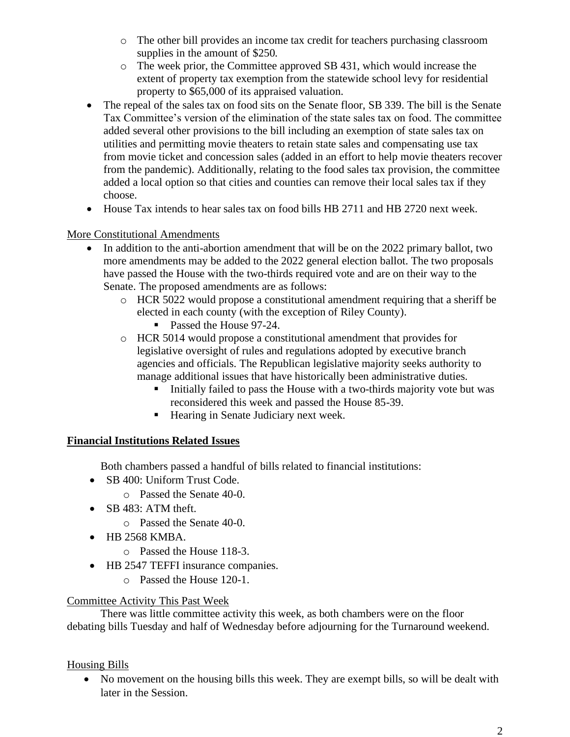- The other bill provides an income tax credit for teachers purchasing classroom supplies in the amount of $250.
  - The week prior, the Committee approved SB 431, which would increase the extent of property tax exemption from the statewide school levy for residential property to $65,000 of its appraised valuation.
- The repeal of the sales tax on food sits on the Senate floor, SB 339. The bill is the Senate Tax Committee's version of the elimination of the state sales tax on food. The committee added several other provisions to the bill including an exemption of state sales tax on utilities and permitting movie theaters to retain state sales and compensating use tax from movie ticket and concession sales (added in an effort to help movie theaters recover from the pandemic). Additionally, relating to the food sales tax provision, the committee added a local option so that cities and counties can remove their local sales tax if they choose.
- House Tax intends to hear sales tax on food bills HB 2711 and HB 2720 next week.

<u>More Constitutional Amendments</u>

- In addition to the anti-abortion amendment that will be on the 2022 primary ballot, two more amendments may be added to the 2022 general election ballot. The two proposals have passed the House with the two-thirds required vote and are on their way to the Senate. The proposed amendments are as follows:
  - HCR 5022 would propose a constitutional amendment requiring that a sheriff be elected in each county (with the exception of Riley County).
    - Passed the House 97-24.
  - HCR 5014 would propose a constitutional amendment that provides for legislative oversight of rules and regulations adopted by executive branch agencies and officials. The Republican legislative majority seeks authority to manage additional issues that have historically been administrative duties.
    - Initially failed to pass the House with a two-thirds majority vote but was reconsidered this week and passed the House 85-39.
    - Hearing in Senate Judiciary next week.

## <u>Financial Institutions Related Issues</u>

Both chambers passed a handful of bills related to financial institutions:

- SB 400: Uniform Trust Code.
  - Passed the Senate 40-0.
- SB 483: ATM theft.
  - Passed the Senate 40-0.
- HB 2568 KMBA.
  - Passed the House 118-3.
- HB 2547 TEFFI insurance companies.
  - Passed the House 120-1.

<u>Committee Activity This Past Week</u>

There was little committee activity this week, as both chambers were on the floor debating bills Tuesday and half of Wednesday before adjourning for the Turnaround weekend.

<u>Housing Bills</u>

- No movement on the housing bills this week. They are exempt bills, so will be dealt with later in the Session.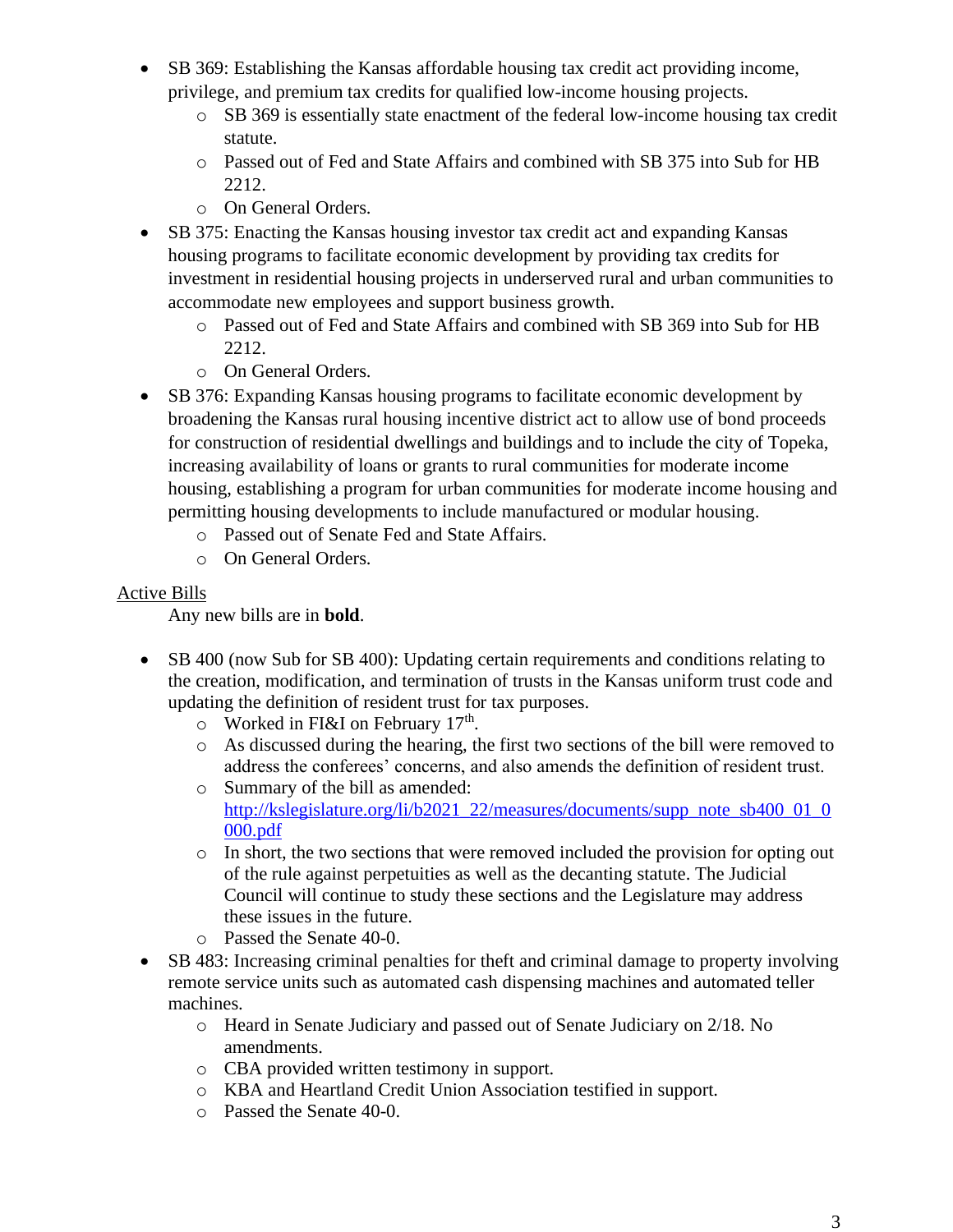- SB 369: Establishing the Kansas affordable housing tax credit act providing income, privilege, and premium tax credits for qualified low-income housing projects.
  - SB 369 is essentially state enactment of the federal low-income housing tax credit statute.
  - Passed out of Fed and State Affairs and combined with SB 375 into Sub for HB 2212.
  - On General Orders.
- SB 375: Enacting the Kansas housing investor tax credit act and expanding Kansas housing programs to facilitate economic development by providing tax credits for investment in residential housing projects in underserved rural and urban communities to accommodate new employees and support business growth.
  - Passed out of Fed and State Affairs and combined with SB 369 into Sub for HB 2212.
  - On General Orders.
- SB 376: Expanding Kansas housing programs to facilitate economic development by broadening the Kansas rural housing incentive district act to allow use of bond proceeds for construction of residential dwellings and buildings and to include the city of Topeka, increasing availability of loans or grants to rural communities for moderate income housing, establishing a program for urban communities for moderate income housing and permitting housing developments to include manufactured or modular housing.
  - Passed out of Senate Fed and State Affairs.
  - On General Orders.

<u>Active Bills</u>

Any new bills are in **bold**.

- SB 400 (now Sub for SB 400): Updating certain requirements and conditions relating to the creation, modification, and termination of trusts in the Kansas uniform trust code and updating the definition of resident trust for tax purposes.
  - Worked in FI&I on February 17th.
  - As discussed during the hearing, the first two sections of the bill were removed to address the conferees' concerns, and also amends the definition of resident trust.
  - Summary of the bill as amended: http://kslegislature.org/li/b2021_22/measures/documents/supp_note_sb400_01_0000.pdf
  - In short, the two sections that were removed included the provision for opting out of the rule against perpetuities as well as the decanting statute. The Judicial Council will continue to study these sections and the Legislature may address these issues in the future.
  - Passed the Senate 40-0.
- SB 483: Increasing criminal penalties for theft and criminal damage to property involving remote service units such as automated cash dispensing machines and automated teller machines.
  - Heard in Senate Judiciary and passed out of Senate Judiciary on 2/18. No amendments.
  - CBA provided written testimony in support.
  - KBA and Heartland Credit Union Association testified in support.
  - Passed the Senate 40-0.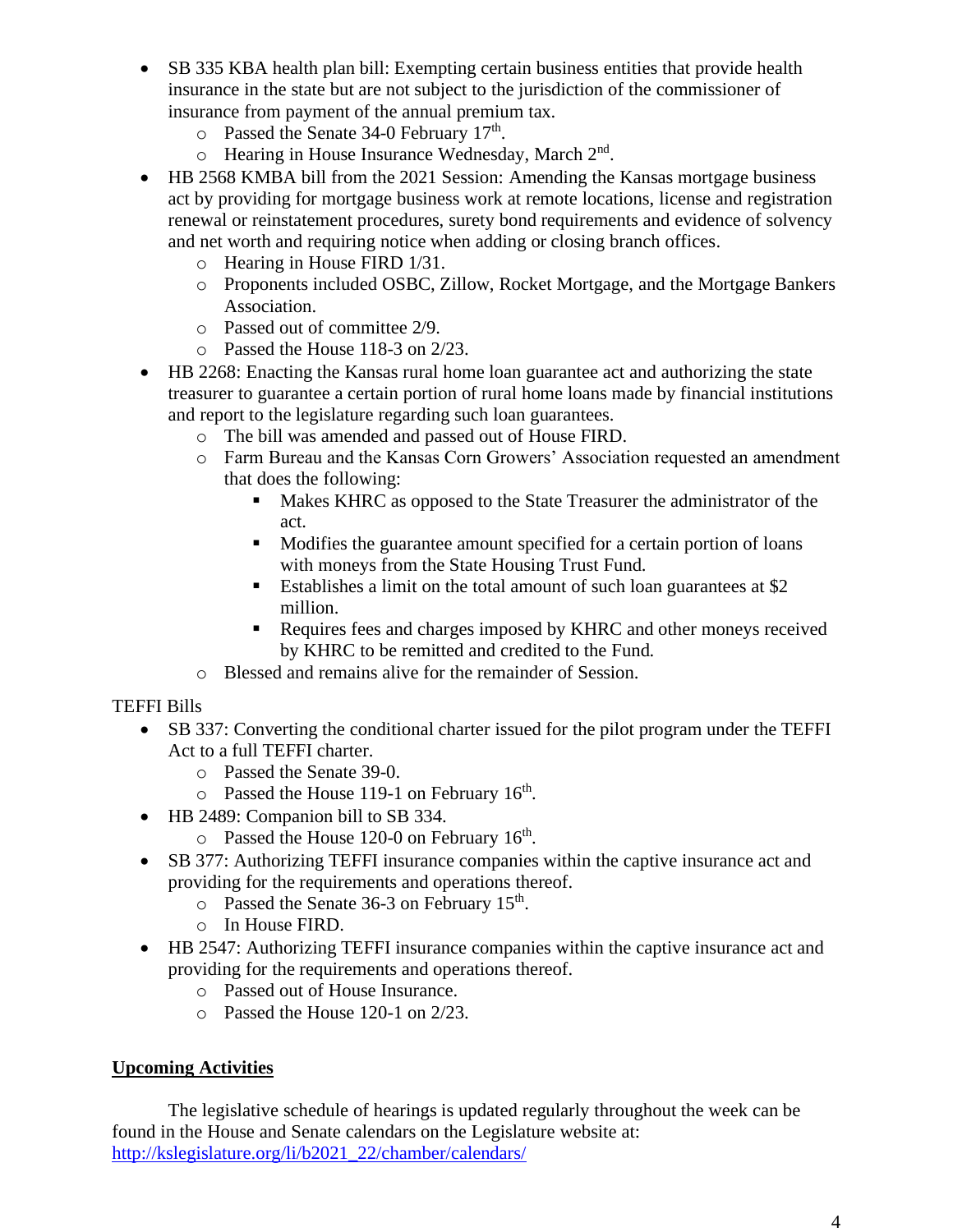- SB 335 KBA health plan bill: Exempting certain business entities that provide health insurance in the state but are not subject to the jurisdiction of the commissioner of insurance from payment of the annual premium tax.
  - Passed the Senate 34-0 February 17th.
  - Hearing in House Insurance Wednesday, March 2nd.
- HB 2568 KMBA bill from the 2021 Session: Amending the Kansas mortgage business act by providing for mortgage business work at remote locations, license and registration renewal or reinstatement procedures, surety bond requirements and evidence of solvency and net worth and requiring notice when adding or closing branch offices.
  - Hearing in House FIRD 1/31.
  - Proponents included OSBC, Zillow, Rocket Mortgage, and the Mortgage Bankers Association.
  - Passed out of committee 2/9.
  - Passed the House 118-3 on 2/23.
- HB 2268: Enacting the Kansas rural home loan guarantee act and authorizing the state treasurer to guarantee a certain portion of rural home loans made by financial institutions and report to the legislature regarding such loan guarantees.
  - The bill was amended and passed out of House FIRD.
  - Farm Bureau and the Kansas Corn Growers' Association requested an amendment that does the following:
    - Makes KHRC as opposed to the State Treasurer the administrator of the act.
    - Modifies the guarantee amount specified for a certain portion of loans with moneys from the State Housing Trust Fund.
    - Establishes a limit on the total amount of such loan guarantees at $2 million.
    - Requires fees and charges imposed by KHRC and other moneys received by KHRC to be remitted and credited to the Fund.
  - Blessed and remains alive for the remainder of Session.

TEFFI Bills

- SB 337: Converting the conditional charter issued for the pilot program under the TEFFI Act to a full TEFFI charter.
  - Passed the Senate 39-0.
  - Passed the House 119-1 on February 16th.
- HB 2489: Companion bill to SB 334.
  - Passed the House 120-0 on February 16th.
- SB 377: Authorizing TEFFI insurance companies within the captive insurance act and providing for the requirements and operations thereof.
  - Passed the Senate 36-3 on February 15th.
  - In House FIRD.
- HB 2547: Authorizing TEFFI insurance companies within the captive insurance act and providing for the requirements and operations thereof.
  - Passed out of House Insurance.
  - Passed the House 120-1 on 2/23.

## Upcoming Activities

The legislative schedule of hearings is updated regularly throughout the week can be found in the House and Senate calendars on the Legislature website at: http://kslegislature.org/li/b2021_22/chamber/calendars/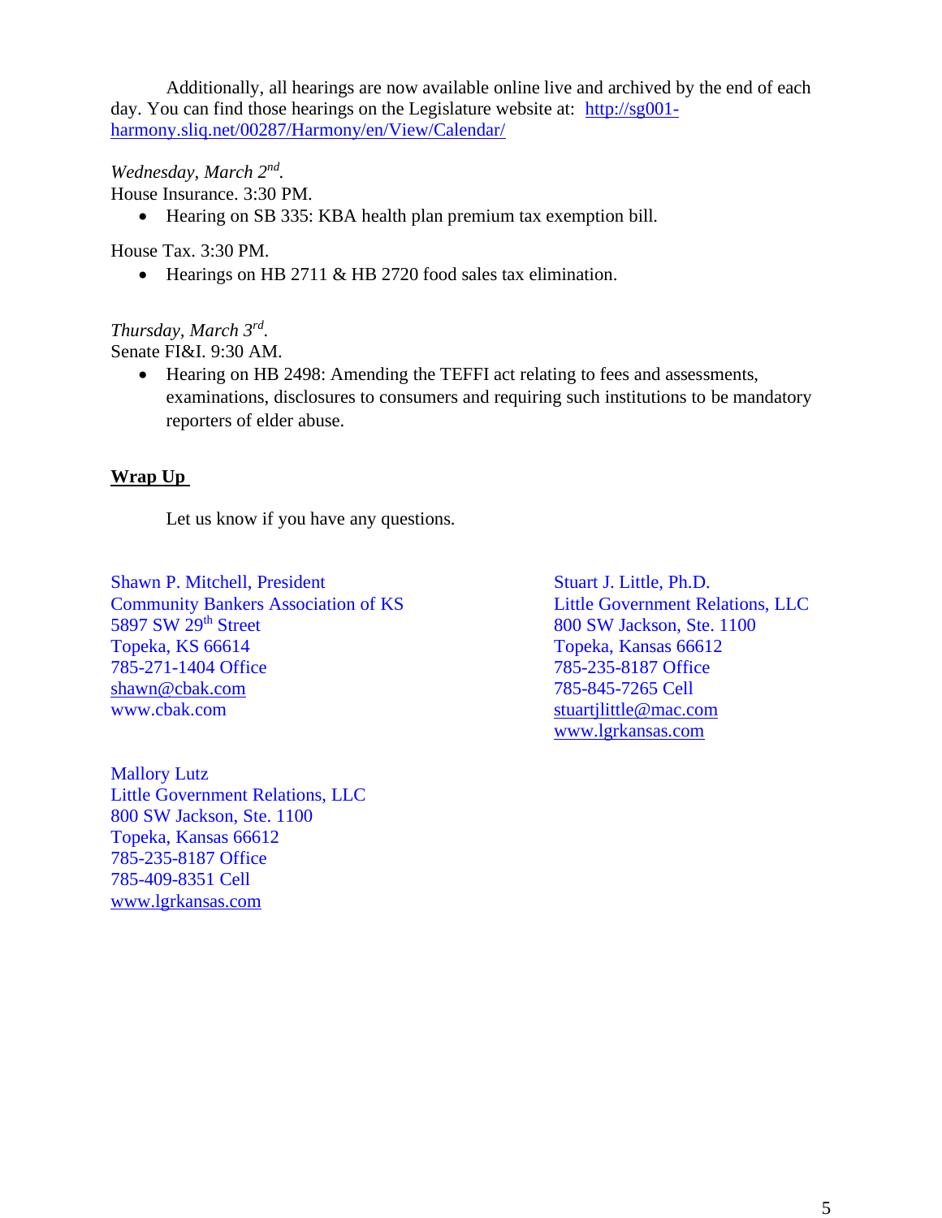Additionally, all hearings are now available online live and archived by the end of each day. You can find those hearings on the Legislature website at: http://sg001-harmony.sliq.net/00287/Harmony/en/View/Calendar/

*Wednesday, March 2nd.*
House Insurance. 3:30 PM.

- Hearing on SB 335: KBA health plan premium tax exemption bill.

House Tax. 3:30 PM.

- Hearings on HB 2711 & HB 2720 food sales tax elimination.

*Thursday, March 3rd.*
Senate FI&I. 9:30 AM.

- Hearing on HB 2498: Amending the TEFFI act relating to fees and assessments, examinations, disclosures to consumers and requiring such institutions to be mandatory reporters of elder abuse.

## Wrap Up

Let us know if you have any questions.

Shawn P. Mitchell, President
Community Bankers Association of KS
5897 SW 29th Street
Topeka, KS 66614
785-271-1404 Office
shawn@cbak.com
www.cbak.com

Stuart J. Little, Ph.D.
Little Government Relations, LLC
800 SW Jackson, Ste. 1100
Topeka, Kansas 66612
785-235-8187 Office
785-845-7265 Cell
stuartjlittle@mac.com
www.lgrkansas.com

Mallory Lutz
Little Government Relations, LLC
800 SW Jackson, Ste. 1100
Topeka, Kansas 66612
785-235-8187 Office
785-409-8351 Cell
www.lgrkansas.com